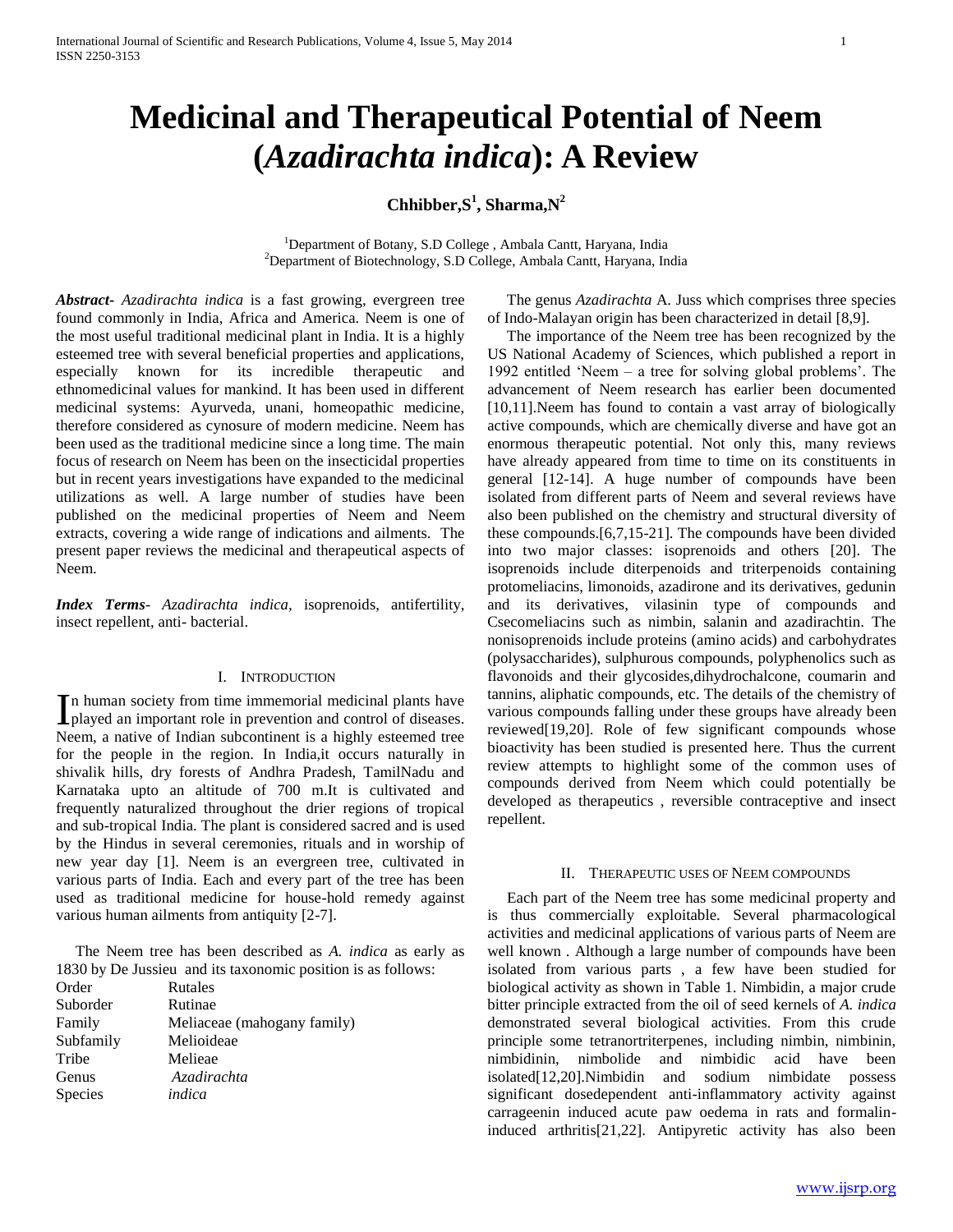# Medicinal and Therapeutical Potential of Neem (*Azadirachta indica*): A Review

**Chhibber,S[1], Sharma,N[2]**

[1]Department of Botany, S.D College , Ambala Cantt, Haryana, India
[2]Department of Biotechnology, S.D College, Ambala Cantt, Haryana, India

***Abstract-*** *Azadirachta indica* is a fast growing, evergreen tree found commonly in India, Africa and America. Neem is one of the most useful traditional medicinal plant in India. It is a highly esteemed tree with several beneficial properties and applications, especially known for its incredible therapeutic and ethnomedicinal values for mankind. It has been used in different medicinal systems: Ayurveda, unani, homeopathic medicine, therefore considered as cynosure of modern medicine. Neem has been used as the traditional medicine since a long time. The main focus of research on Neem has been on the insecticidal properties but in recent years investigations have expanded to the medicinal utilizations as well. A large number of studies have been published on the medicinal properties of Neem and Neem extracts, covering a wide range of indications and ailments. The present paper reviews the medicinal and therapeutical aspects of Neem.

***Index Terms-*** *Azadirachta indica,* isoprenoids, antifertility, insect repellent, anti- bacterial.

## I. Introduction

In human society from time immemorial medicinal plants have played an important role in prevention and control of diseases. Neem, a native of Indian subcontinent is a highly esteemed tree for the people in the region. In India,it occurs naturally in shivalik hills, dry forests of Andhra Pradesh, TamilNadu and Karnataka upto an altitude of 700 m.It is cultivated and frequently naturalized throughout the drier regions of tropical and sub-tropical India. The plant is considered sacred and is used by the Hindus in several ceremonies, rituals and in worship of new year day [1]. Neem is an evergreen tree, cultivated in various parts of India. Each and every part of the tree has been used as traditional medicine for house-hold remedy against various human ailments from antiquity [2-7].

The Neem tree has been described as *A. indica* as early as 1830 by De Jussieu and its taxonomic position is as follows:

| | |
|---|---|
| Order | Rutales |
| Suborder | Rutinae |
| Family | Meliaceae (mahogany family) |
| Subfamily | Melioideae |
| Tribe | Melieae |
| Genus | *Azadirachta* |
| Species | *indica* |

The genus *Azadirachta* A. Juss which comprises three species of Indo-Malayan origin has been characterized in detail [8,9].

The importance of the Neem tree has been recognized by the US National Academy of Sciences, which published a report in 1992 entitled 'Neem – a tree for solving global problems'. The advancement of Neem research has earlier been documented [10,11].Neem has found to contain a vast array of biologically active compounds, which are chemically diverse and have got an enormous therapeutic potential. Not only this, many reviews have already appeared from time to time on its constituents in general [12-14]. A huge number of compounds have been isolated from different parts of Neem and several reviews have also been published on the chemistry and structural diversity of these compounds.[6,7,15-21]. The compounds have been divided into two major classes: isoprenoids and others [20]. The isoprenoids include diterpenoids and triterpenoids containing protomeliacins, limonoids, azadirone and its derivatives, gedunin and its derivatives, vilasinin type of compounds and Csecomeliacins such as nimbin, salanin and azadirachtin. The nonisoprenoids include proteins (amino acids) and carbohydrates (polysaccharides), sulphurous compounds, polyphenolics such as flavonoids and their glycosides,dihydrochalcone, coumarin and tannins, aliphatic compounds, etc. The details of the chemistry of various compounds falling under these groups have already been reviewed[19,20]. Role of few significant compounds whose bioactivity has been studied is presented here. Thus the current review attempts to highlight some of the common uses of compounds derived from Neem which could potentially be developed as therapeutics , reversible contraceptive and insect repellent.

## II. Therapeutic uses of Neem compounds

Each part of the Neem tree has some medicinal property and is thus commercially exploitable. Several pharmacological activities and medicinal applications of various parts of Neem are well known . Although a large number of compounds have been isolated from various parts , a few have been studied for biological activity as shown in Table 1. Nimbidin, a major crude bitter principle extracted from the oil of seed kernels of *A. indica* demonstrated several biological activities. From this crude principle some tetranortriterpenes, including nimbin, nimbinin, nimbidinin, nimbolide and nimbidic acid have been isolated[12,20].Nimbidin and sodium nimbidate possess significant dosedependent anti-inflammatory activity against carrageenin induced acute paw oedema in rats and formalin-induced arthritis[21,22]. Antipyretic activity has also been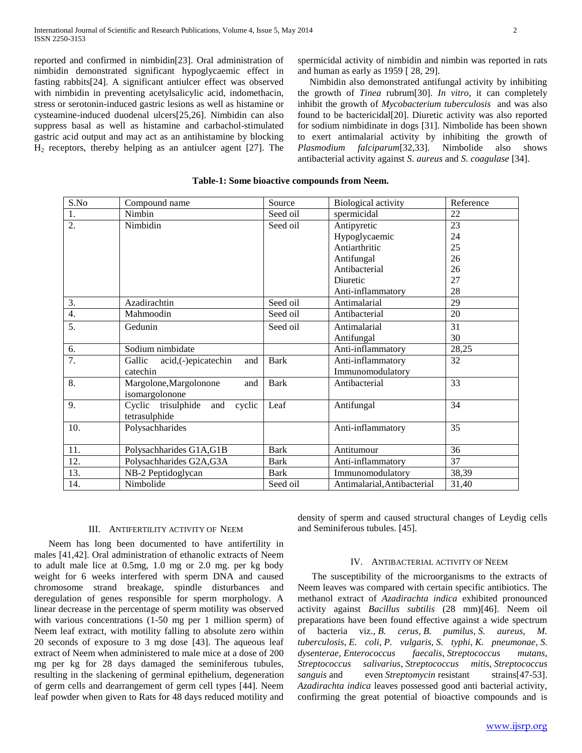reported and confirmed in nimbidin[23]. Oral administration of nimbidin demonstrated significant hypoglycaemic effect in fasting rabbits[24]. A significant antiulcer effect was observed with nimbidin in preventing acetylsalicylic acid, indomethacin, stress or serotonin-induced gastric lesions as well as histamine or cysteamine-induced duodenal ulcers[25,26]. Nimbidin can also suppress basal as well as histamine and carbachol-stimulated gastric acid output and may act as an antihistamine by blocking $H_2$ receptors, thereby helping as an antiulcer agent [27]. The spermicidal activity of nimbidin and nimbin was reported in rats and human as early as 1959 [ 28, 29].

Nimbidin also demonstrated antifungal activity by inhibiting the growth of *Tinea* rubrum[30]. *In vitro*, it can completely inhibit the growth of *Mycobacterium tuberculosis* and was also found to be bactericidal[20]. Diuretic activity was also reported for sodium nimbidinate in dogs [31]. Nimbolide has been shown to exert antimalarial activity by inhibiting the growth of *Plasmodium falciparum*[32,33]. Nimbolide also shows antibacterial activity against *S. aureus* and *S. coagulase* [34].

**Table-1: Some bioactive compounds from Neem.**

| S.No | Compound name | Source | Biological activity | Reference |
|---|---|---|---|---|
| 1. | Nimbin | Seed oil | spermicidal | 22 |
| 2. | Nimbidin | Seed oil | Antipyretic<br>Hypoglycaemic<br>Antiarthritic<br>Antifungal<br>Antibacterial<br>Diuretic<br>Anti-inflammatory | 23<br>24<br>25<br>26<br>26<br>27<br>28 |
| 3. | Azadirachtin | Seed oil | Antimalarial | 29 |
| 4. | Mahmoodin | Seed oil | Antibacterial | 20 |
| 5. | Gedunin | Seed oil | Antimalarial<br>Antifungal | 31<br>30 |
| 6. | Sodium nimbidate | | Anti-inflammatory | 28,25 |
| 7. | Gallic acid,(-)epicatechin and catechin | Bark | Anti-inflammatory<br>Immunomodulatory | 32 |
| 8. | Margolone,Margolonone and isomargolonone | Bark | Antibacterial | 33 |
| 9. | Cyclic trisulphide and cyclic tetrasulphide | Leaf | Antifungal | 34 |
| 10. | Polysachharides | | Anti-inflammatory | 35 |
| 11. | Polysachharides G1A,G1B | Bark | Antitumour | 36 |
| 12. | Polysachharides G2A,G3A | Bark | Anti-inflammatory | 37 |
| 13. | NB-2 Peptidoglycan | Bark | Immunomodulatory | 38,39 |
| 14. | Nimbolide | Seed oil | Antimalarial,Antibacterial | 31,40 |

## III. Antifertility activity of Neem

Neem has long been documented to have antifertility in males [41,42]. Oral administration of ethanolic extracts of Neem to adult male lice at 0.5mg, 1.0 mg or 2.0 mg. per kg body weight for 6 weeks interfered with sperm DNA and caused chromosome strand breakage, spindle disturbances and deregulation of genes responsible for sperm morphology. A linear decrease in the percentage of sperm motility was observed with various concentrations (1-50 mg per 1 million sperm) of Neem leaf extract, with motility falling to absolute zero within 20 seconds of exposure to 3 mg dose [43]. The aqueous leaf extract of Neem when administered to male mice at a dose of 200 mg per kg for 28 days damaged the seminiferous tubules, resulting in the slackening of germinal epithelium, degeneration of germ cells and dearrangement of germ cell types [44]. Neem leaf powder when given to Rats for 48 days reduced motility and density of sperm and caused structural changes of Leydig cells and Seminiferous tubules. [45].

## IV. Antibacterial activity of Neem

The susceptibility of the microorganisms to the extracts of Neem leaves was compared with certain specific antibiotics. The methanol extract of *Azadirachta indica* exhibited pronounced activity against *Bacillus subtilis* (28 mm)[46]. Neem oil preparations have been found effective against a wide spectrum of bacteria viz., *B. cerus*, *B. pumilus*, *S. aureus*, *M. tuberculosis*, *E. coli*, *P. vulgaris*, *S. typhi*, *K. pneumonae*, *S. dysenterae*, *Enterococcus faecalis*, *Streptococcus mutans*, *Streptococcus salivarius*, *Streptococcus mitis*, *Streptococcus sanguis* and even *Streptomycin* resistant strains[47-53]. *Azadirachta indica* leaves possessed good anti bacterial activity, confirming the great potential of bioactive compounds and is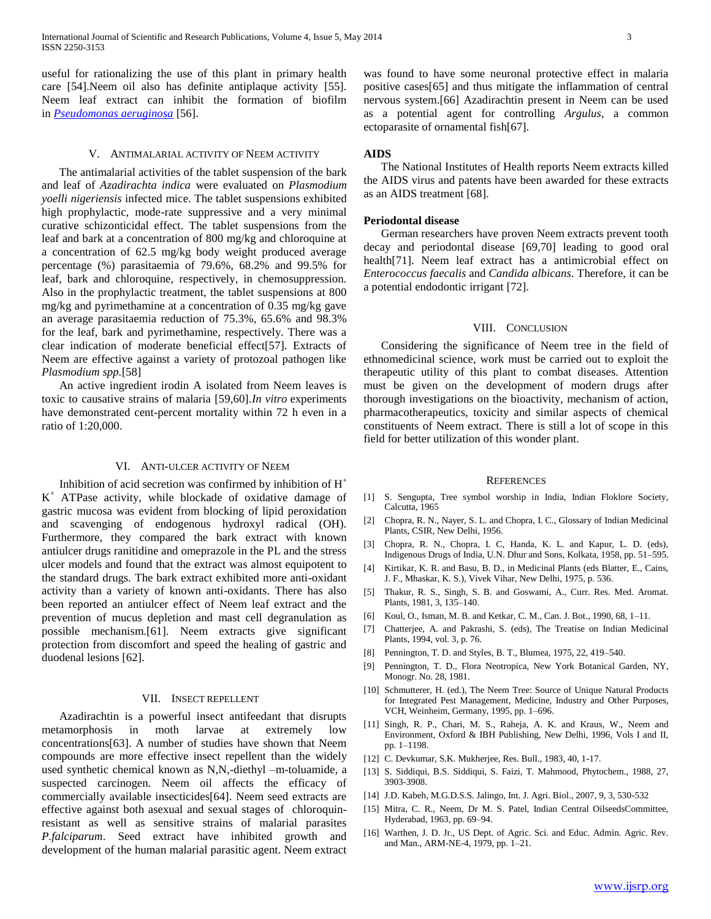useful for rationalizing the use of this plant in primary health care [54].Neem oil also has definite antiplaque activity [55]. Neem leaf extract can inhibit the formation of biofilm in *Pseudomonas aeruginosa* [56].

## V. Antimalarial activity of Neem activity

The antimalarial activities of the tablet suspension of the bark and leaf of *Azadirachta indica* were evaluated on *Plasmodium yoelli nigeriensis* infected mice. The tablet suspensions exhibited high prophylactic, mode-rate suppressive and a very minimal curative schizonticidal effect. The tablet suspensions from the leaf and bark at a concentration of 800 mg/kg and chloroquine at a concentration of 62.5 mg/kg body weight produced average percentage (%) parasitaemia of 79.6%, 68.2% and 99.5% for leaf, bark and chloroquine, respectively, in chemosuppression. Also in the prophylactic treatment, the tablet suspensions at 800 mg/kg and pyrimethamine at a concentration of 0.35 mg/kg gave an average parasitaemia reduction of 75.3%, 65.6% and 98.3% for the leaf, bark and pyrimethamine, respectively. There was a clear indication of moderate beneficial effect[57]. Extracts of Neem are effective against a variety of protozoal pathogen like *Plasmodium spp.*[58]

An active ingredient irodin A isolated from Neem leaves is toxic to causative strains of malaria [59,60].*In vitro* experiments have demonstrated cent-percent mortality within 72 h even in a ratio of 1:20,000.

## VI. Anti-ulcer activity of Neem

Inhibition of acid secretion was confirmed by inhibition of $H^+$ $K^+$ ATPase activity, while blockade of oxidative damage of gastric mucosa was evident from blocking of lipid peroxidation and scavenging of endogenous hydroxyl radical (OH). Furthermore, they compared the bark extract with known antiulcer drugs ranitidine and omeprazole in the PL and the stress ulcer models and found that the extract was almost equipotent to the standard drugs. The bark extract exhibited more anti-oxidant activity than a variety of known anti-oxidants. There has also been reported an antiulcer effect of Neem leaf extract and the prevention of mucus depletion and mast cell degranulation as possible mechanism.[61]. Neem extracts give significant protection from discomfort and speed the healing of gastric and duodenal lesions [62].

## VII. Insect repellent

Azadirachtin is a powerful insect antifeedant that disrupts metamorphosis in moth larvae at extremely low concentrations[63]. A number of studies have shown that Neem compounds are more effective insect repellent than the widely used synthetic chemical known as N,N,-diethyl –m-toluamide, a suspected carcinogen. Neem oil affects the efficacy of commercially available insecticides[64]. Neem seed extracts are effective against both asexual and sexual stages of chloroquin-resistant as well as sensitive strains of malarial parasites *P.falciparum*. Seed extract have inhibited growth and development of the human malarial parasitic agent. Neem extract was found to have some neuronal protective effect in malaria positive cases[65] and thus mitigate the inflammation of central nervous system.[66] Azadirachtin present in Neem can be used as a potential agent for controlling *Argulus*, a common ectoparasite of ornamental fish[67].

**AIDS**

The National Institutes of Health reports Neem extracts killed the AIDS virus and patents have been awarded for these extracts as an AIDS treatment [68].

**Periodontal disease**

German researchers have proven Neem extracts prevent tooth decay and periodontal disease [69,70] leading to good oral health[71]. Neem leaf extract has a antimicrobial effect on *Enterococcus faecalis* and *Candida albicans*. Therefore, it can be a potential endodontic irrigant [72].

## VIII. Conclusion

Considering the significance of Neem tree in the field of ethnomedicinal science, work must be carried out to exploit the therapeutic utility of this plant to combat diseases. Attention must be given on the development of modern drugs after thorough investigations on the bioactivity, mechanism of action, pharmacotherapeutics, toxicity and similar aspects of chemical constituents of Neem extract. There is still a lot of scope in this field for better utilization of this wonder plant.

## References

[1] S. Sengupta, Tree symbol worship in India, Indian Floklore Society, Calcutta, 1965

[2] Chopra, R. N., Nayer, S. L. and Chopra, I. C., Glossary of Indian Medicinal Plants, CSIR, New Delhi, 1956.

[3] Chopra, R. N., Chopra, I. C, Handa, K. L. and Kapur, L. D. (eds), Indigenous Drugs of India, U.N. Dhur and Sons, Kolkata, 1958, pp. 51–595.

[4] Kirtikar, K. R. and Basu, B. D., in Medicinal Plants (eds Blatter, E., Cains, J. F., Mhaskar, K. S.), Vivek Vihar, New Delhi, 1975, p. 536.

[5] Thakur, R. S., Singh, S. B. and Goswami, A., Curr. Res. Med. Aromat. Plants, 1981, 3, 135–140.

[6] Koul, O., Isman, M. B. and Ketkar, C. M., Can. J. Bot., 1990, 68, 1–11.

[7] Chatterjee, A. and Pakrashi, S. (eds), The Treatise on Indian Medicinal Plants, 1994, vol. 3, p. 76.

[8] Pennington, T. D. and Styles, B. T., Blumea, 1975, 22, 419–540.

[9] Pennington, T. D., Flora Neotropica, New York Botanical Garden, NY, Monogr. No. 28, 1981.

[10] Schmutterer, H. (ed.), The Neem Tree: Source of Unique Natural Products for Integrated Pest Management, Medicine, Industry and Other Purposes, VCH, Weinheim, Germany, 1995, pp. 1–696.

[11] Singh, R. P., Chari, M. S., Raheja, A. K. and Kraus, W., Neem and Environment, Oxford & IBH Publishing, New Delhi, 1996, Vols I and II, pp. 1–1198.

[12] C. Devkumar, S.K. Mukherjee, Res. Bull., 1983, 40, 1-17.

[13] S. Siddiqui, B.S. Siddiqui, S. Faizi, T. Mahmood, Phytochem., 1988, 27, 3903-3908.

[14] J.D. Kabeh, M.G.D.S.S. Jalingo, Int. J. Agri. Biol., 2007, 9, 3, 530-532

[15] Mitra, C. R., Neem, Dr M. S. Patel, Indian Central OilseedsCommittee, Hyderabad, 1963, pp. 69–94.

[16] Warthen, J. D. Jr., US Dept. of Agric. Sci. and Educ. Admin. Agric. Rev. and Man., ARM-NE-4, 1979, pp. 1–21.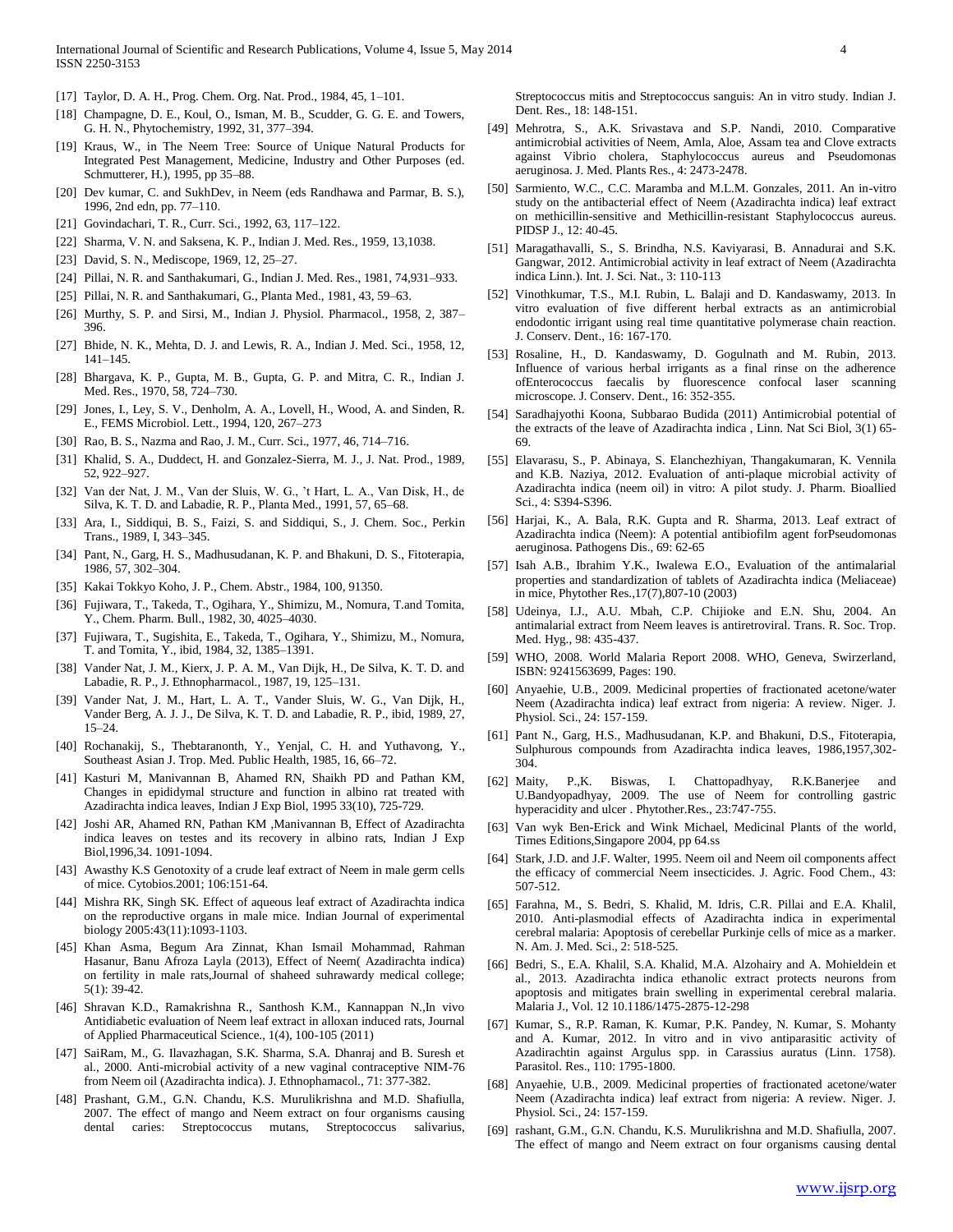[17] Taylor, D. A. H., Prog. Chem. Org. Nat. Prod., 1984, 45, 1–101.

[18] Champagne, D. E., Koul, O., Isman, M. B., Scudder, G. G. E. and Towers, G. H. N., Phytochemistry, 1992, 31, 377–394.

[19] Kraus, W., in The Neem Tree: Source of Unique Natural Products for Integrated Pest Management, Medicine, Industry and Other Purposes (ed. Schmutterer, H.), 1995, pp 35–88.

[20] Dev kumar, C. and SukhDev, in Neem (eds Randhawa and Parmar, B. S.), 1996, 2nd edn, pp. 77–110.

[21] Govindachari, T. R., Curr. Sci., 1992, 63, 117–122.

[22] Sharma, V. N. and Saksena, K. P., Indian J. Med. Res., 1959, 13,1038.

[23] David, S. N., Mediscope, 1969, 12, 25–27.

[24] Pillai, N. R. and Santhakumari, G., Indian J. Med. Res., 1981, 74,931–933.

[25] Pillai, N. R. and Santhakumari, G., Planta Med., 1981, 43, 59–63.

[26] Murthy, S. P. and Sirsi, M., Indian J. Physiol. Pharmacol., 1958, 2, 387–396.

[27] Bhide, N. K., Mehta, D. J. and Lewis, R. A., Indian J. Med. Sci., 1958, 12, 141–145.

[28] Bhargava, K. P., Gupta, M. B., Gupta, G. P. and Mitra, C. R., Indian J. Med. Res., 1970, 58, 724–730.

[29] Jones, I., Ley, S. V., Denholm, A. A., Lovell, H., Wood, A. and Sinden, R. E., FEMS Microbiol. Lett., 1994, 120, 267–273

[30] Rao, B. S., Nazma and Rao, J. M., Curr. Sci., 1977, 46, 714–716.

[31] Khalid, S. A., Duddect, H. and Gonzalez-Sierra, M. J., J. Nat. Prod., 1989, 52, 922–927.

[32] Van der Nat, J. M., Van der Sluis, W. G., 't Hart, L. A., Van Disk, H., de Silva, K. T. D. and Labadie, R. P., Planta Med., 1991, 57, 65–68.

[33] Ara, I., Siddiqui, B. S., Faizi, S. and Siddiqui, S., J. Chem. Soc., Perkin Trans., 1989, I, 343–345.

[34] Pant, N., Garg, H. S., Madhusudanan, K. P. and Bhakuni, D. S., Fitoterapia, 1986, 57, 302–304.

[35] Kakai Tokkyo Koho, J. P., Chem. Abstr., 1984, 100, 91350.

[36] Fujiwara, T., Takeda, T., Ogihara, Y., Shimizu, M., Nomura, T.and Tomita, Y., Chem. Pharm. Bull., 1982, 30, 4025–4030.

[37] Fujiwara, T., Sugishita, E., Takeda, T., Ogihara, Y., Shimizu, M., Nomura, T. and Tomita, Y., ibid, 1984, 32, 1385–1391.

[38] Vander Nat, J. M., Kierx, J. P. A. M., Van Dijk, H., De Silva, K. T. D. and Labadie, R. P., J. Ethnopharmacol., 1987, 19, 125–131.

[39] Vander Nat, J. M., Hart, L. A. T., Vander Sluis, W. G., Van Dijk, H., Vander Berg, A. J. J., De Silva, K. T. D. and Labadie, R. P., ibid, 1989, 27, 15–24.

[40] Rochanakij, S., Thebtaranonth, Y., Yenjal, C. H. and Yuthavong, Y., Southeast Asian J. Trop. Med. Public Health, 1985, 16, 66–72.

[41] Kasturi M, Manivannan B, Ahamed RN, Shaikh PD and Pathan KM, Changes in epididymal structure and function in albino rat treated with Azadirachta indica leaves, Indian J Exp Biol, 1995 33(10), 725-729.

[42] Joshi AR, Ahamed RN, Pathan KM ,Manivannan B, Effect of Azadirachta indica leaves on testes and its recovery in albino rats, Indian J Exp Biol,1996,34. 1091-1094.

[43] Awasthy K.S Genotoxity of a crude leaf extract of Neem in male germ cells of mice. Cytobios.2001; 106:151-64.

[44] Mishra RK, Singh SK. Effect of aqueous leaf extract of Azadirachta indica on the reproductive organs in male mice. Indian Journal of experimental biology 2005:43(11):1093-1103.

[45] Khan Asma, Begum Ara Zinnat, Khan Ismail Mohammad, Rahman Hasanur, Banu Afroza Layla (2013), Effect of Neem( Azadirachta indica) on fertility in male rats,Journal of shaheed suhrawardy medical college; 5(1): 39-42.

[46] Shravan K.D., Ramakrishna R., Santhosh K.M., Kannappan N.,In vivo Antidiabetic evaluation of Neem leaf extract in alloxan induced rats, Journal of Applied Pharmaceutical Science., 1(4), 100-105 (2011)

[47] SaiRam, M., G. Ilavazhagan, S.K. Sharma, S.A. Dhanraj and B. Suresh et al., 2000. Anti-microbial activity of a new vaginal contraceptive NIM-76 from Neem oil (Azadirachta indica). J. Ethnophamacol., 71: 377-382.

[48] Prashant, G.M., G.N. Chandu, K.S. Murulikrishna and M.D. Shafiulla, 2007. The effect of mango and Neem extract on four organisms causing dental caries: Streptococcus mutans, Streptococcus salivarius, Streptococcus mitis and Streptococcus sanguis: An in vitro study. Indian J. Dent. Res., 18: 148-151.

[49] Mehrotra, S., A.K. Srivastava and S.P. Nandi, 2010. Comparative antimicrobial activities of Neem, Amla, Aloe, Assam tea and Clove extracts against Vibrio cholera, Staphylococcus aureus and Pseudomonas aeruginosa. J. Med. Plants Res., 4: 2473-2478.

[50] Sarmiento, W.C., C.C. Maramba and M.L.M. Gonzales, 2011. An in-vitro study on the antibacterial effect of Neem (Azadirachta indica) leaf extract on methicillin-sensitive and Methicillin-resistant Staphylococcus aureus. PIDSP J., 12: 40-45.

[51] Maragathavalli, S., S. Brindha, N.S. Kaviyarasi, B. Annadurai and S.K. Gangwar, 2012. Antimicrobial activity in leaf extract of Neem (Azadirachta indica Linn.). Int. J. Sci. Nat., 3: 110-113

[52] Vinothkumar, T.S., M.I. Rubin, L. Balaji and D. Kandaswamy, 2013. In vitro evaluation of five different herbal extracts as an antimicrobial endodontic irrigant using real time quantitative polymerase chain reaction. J. Conserv. Dent., 16: 167-170.

[53] Rosaline, H., D. Kandaswamy, D. Gogulnath and M. Rubin, 2013. Influence of various herbal irrigants as a final rinse on the adherence ofEnterococcus faecalis by fluorescence confocal laser scanning microscope. J. Conserv. Dent., 16: 352-355.

[54] Saradhajyothi Koona, Subbarao Budida (2011) Antimicrobial potential of the extracts of the leave of Azadirachta indica , Linn. Nat Sci Biol, 3(1) 65-69.

[55] Elavarasu, S., P. Abinaya, S. Elanchezhiyan, Thangakumaran, K. Vennila and K.B. Naziya, 2012. Evaluation of anti-plaque microbial activity of Azadirachta indica (neem oil) in vitro: A pilot study. J. Pharm. Bioallied Sci., 4: S394-S396.

[56] Harjai, K., A. Bala, R.K. Gupta and R. Sharma, 2013. Leaf extract of Azadirachta indica (Neem): A potential antibiofilm agent forPseudomonas aeruginosa. Pathogens Dis., 69: 62-65

[57] Isah A.B., Ibrahim Y.K., Iwalewa E.O., Evaluation of the antimalarial properties and standardization of tablets of Azadirachta indica (Meliaceae) in mice, Phytother Res.,17(7),807-10 (2003)

[58] Udeinya, I.J., A.U. Mbah, C.P. Chijioke and E.N. Shu, 2004. An antimalarial extract from Neem leaves is antiretroviral. Trans. R. Soc. Trop. Med. Hyg., 98: 435-437.

[59] WHO, 2008. World Malaria Report 2008. WHO, Geneva, Swirzerland, ISBN: 9241563699, Pages: 190.

[60] Anyaehie, U.B., 2009. Medicinal properties of fractionated acetone/water Neem (Azadirachta indica) leaf extract from nigeria: A review. Niger. J. Physiol. Sci., 24: 157-159.

[61] Pant N., Garg, H.S., Madhusudanan, K.P. and Bhakuni, D.S., Fitoterapia, Sulphurous compounds from Azadirachta indica leaves, 1986,1957,302-304.

[62] Maity, P.,K. Biswas, I. Chattopadhyay, R.K.Banerjee and U.Bandyopadhyay, 2009. The use of Neem for controlling gastric hyperacidity and ulcer . Phytother.Res., 23:747-755.

[63] Van wyk Ben-Erick and Wink Michael, Medicinal Plants of the world, Times Editions,Singapore 2004, pp 64.ss

[64] Stark, J.D. and J.F. Walter, 1995. Neem oil and Neem oil components affect the efficacy of commercial Neem insecticides. J. Agric. Food Chem., 43: 507-512.

[65] Farahna, M., S. Bedri, S. Khalid, M. Idris, C.R. Pillai and E.A. Khalil, 2010. Anti-plasmodial effects of Azadirachta indica in experimental cerebral malaria: Apoptosis of cerebellar Purkinje cells of mice as a marker. N. Am. J. Med. Sci., 2: 518-525.

[66] Bedri, S., E.A. Khalil, S.A. Khalid, M.A. Alzohairy and A. Mohieldein et al., 2013. Azadirachta indica ethanolic extract protects neurons from apoptosis and mitigates brain swelling in experimental cerebral malaria. Malaria J., Vol. 12 10.1186/1475-2875-12-298

[67] Kumar, S., R.P. Raman, K. Kumar, P.K. Pandey, N. Kumar, S. Mohanty and A. Kumar, 2012. In vitro and in vivo antiparasitic activity of Azadirachtin against Argulus spp. in Carassius auratus (Linn. 1758). Parasitol. Res., 110: 1795-1800.

[68] Anyaehie, U.B., 2009. Medicinal properties of fractionated acetone/water Neem (Azadirachta indica) leaf extract from nigeria: A review. Niger. J. Physiol. Sci., 24: 157-159.

[69] rashant, G.M., G.N. Chandu, K.S. Murulikrishna and M.D. Shafiulla, 2007. The effect of mango and Neem extract on four organisms causing dental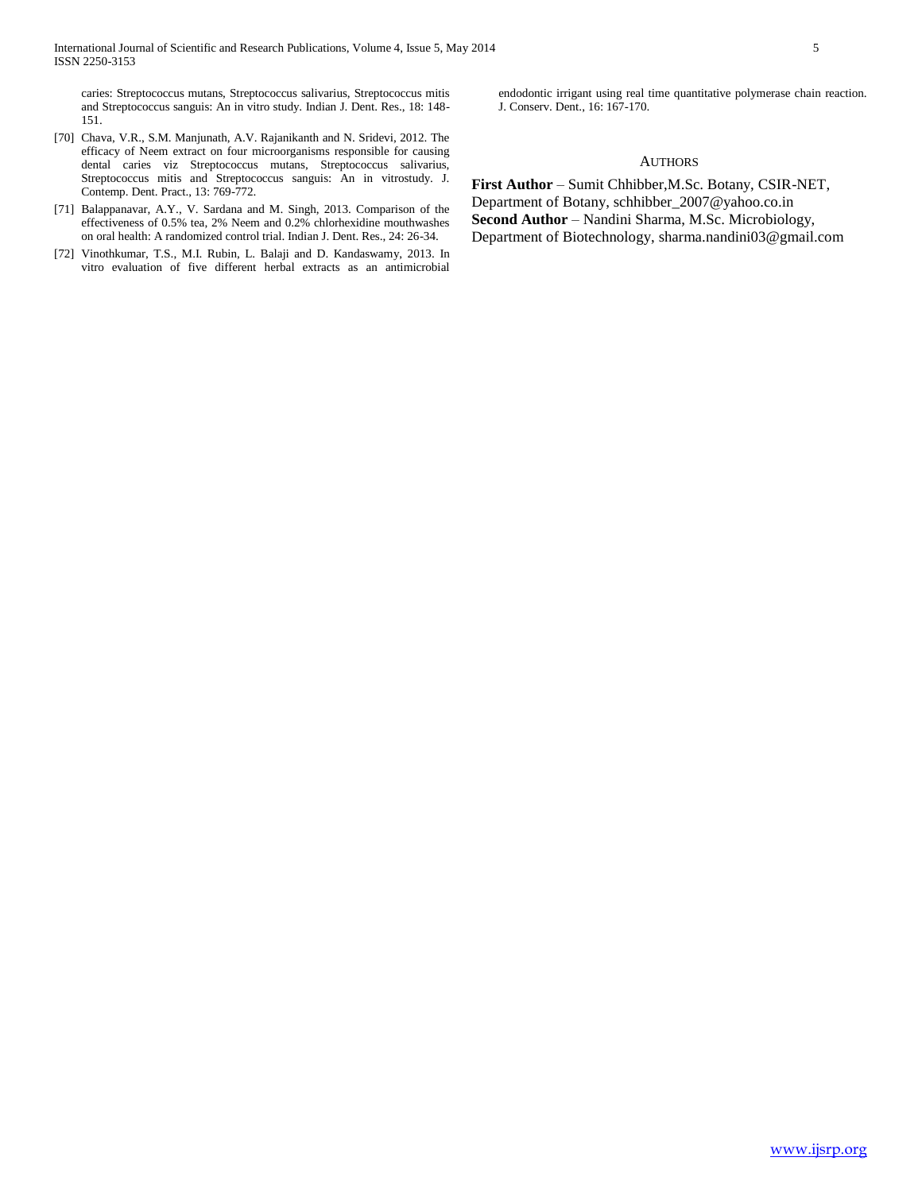caries: Streptococcus mutans, Streptococcus salivarius, Streptococcus mitis and Streptococcus sanguis: An in vitro study. Indian J. Dent. Res., 18: 148-151.

[70] Chava, V.R., S.M. Manjunath, A.V. Rajanikanth and N. Sridevi, 2012. The efficacy of Neem extract on four microorganisms responsible for causing dental caries viz Streptococcus mutans, Streptococcus salivarius, Streptococcus mitis and Streptococcus sanguis: An in vitrostudy. J. Contemp. Dent. Pract., 13: 769-772.

[71] Balappanavar, A.Y., V. Sardana and M. Singh, 2013. Comparison of the effectiveness of 0.5% tea, 2% Neem and 0.2% chlorhexidine mouthwashes on oral health: A randomized control trial. Indian J. Dent. Res., 24: 26-34.

[72] Vinothkumar, T.S., M.I. Rubin, L. Balaji and D. Kandaswamy, 2013. In vitro evaluation of five different herbal extracts as an antimicrobial endodontic irrigant using real time quantitative polymerase chain reaction. J. Conserv. Dent., 16: 167-170.

## AUTHORS

**First Author** – Sumit Chhibber,M.Sc. Botany, CSIR-NET, Department of Botany, schhibber_2007@yahoo.co.in

**Second Author** – Nandini Sharma, M.Sc. Microbiology, Department of Biotechnology, sharma.nandini03@gmail.com